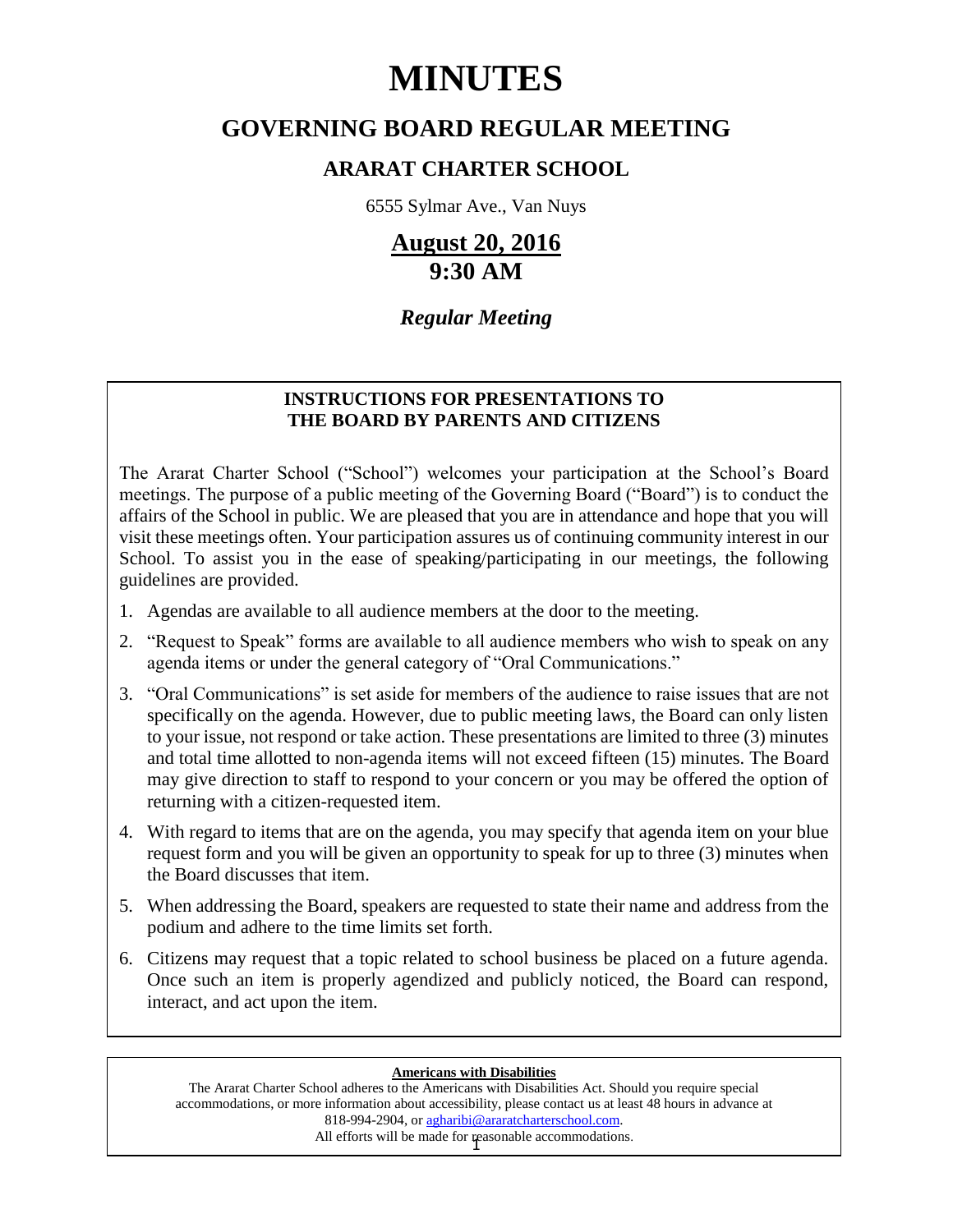# MINUTES

## GOVERNING BOARD REGULAR MEETING

### ARARAT CHARTER SCHOOL

6555 Sylmar Ave., Van Nuys

## August 20, 2016
## 9:30 AM

*Regular Meeting*

**INSTRUCTIONS FOR PRESENTATIONS TO THE BOARD BY PARENTS AND CITIZENS**

The Ararat Charter School ("School") welcomes your participation at the School's Board meetings. The purpose of a public meeting of the Governing Board ("Board") is to conduct the affairs of the School in public. We are pleased that you are in attendance and hope that you will visit these meetings often. Your participation assures us of continuing community interest in our School. To assist you in the ease of speaking/participating in our meetings, the following guidelines are provided.

1. Agendas are available to all audience members at the door to the meeting.
2. "Request to Speak" forms are available to all audience members who wish to speak on any agenda items or under the general category of "Oral Communications."
3. "Oral Communications" is set aside for members of the audience to raise issues that are not specifically on the agenda. However, due to public meeting laws, the Board can only listen to your issue, not respond or take action. These presentations are limited to three (3) minutes and total time allotted to non-agenda items will not exceed fifteen (15) minutes. The Board may give direction to staff to respond to your concern or you may be offered the option of returning with a citizen-requested item.
4. With regard to items that are on the agenda, you may specify that agenda item on your blue request form and you will be given an opportunity to speak for up to three (3) minutes when the Board discusses that item.
5. When addressing the Board, speakers are requested to state their name and address from the podium and adhere to the time limits set forth.
6. Citizens may request that a topic related to school business be placed on a future agenda. Once such an item is properly agendized and publicly noticed, the Board can respond, interact, and act upon the item.

**Americans with Disabilities**

The Ararat Charter School adheres to the Americans with Disabilities Act. Should you require special accommodations, or more information about accessibility, please contact us at least 48 hours in advance at 818-994-2904, or agharibi@araratcharterschool.com. All efforts will be made for reasonable accommodations.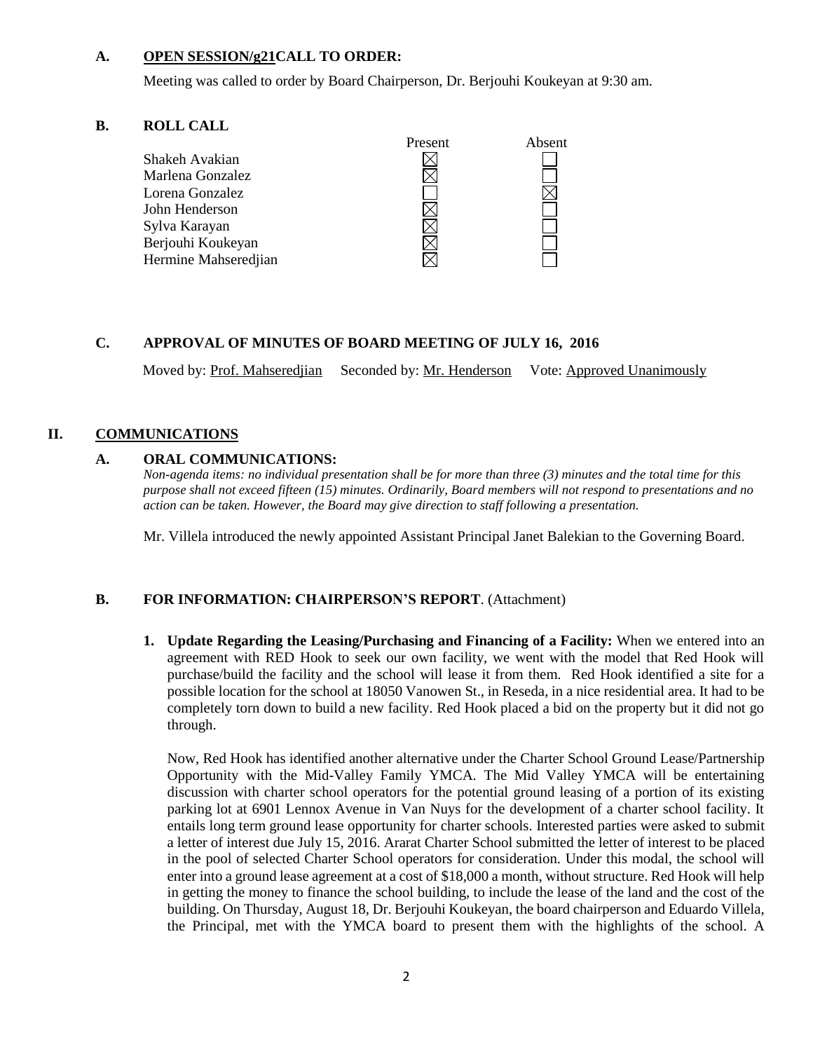### A. OPEN SESSION/g21CALL TO ORDER:

Meeting was called to order by Board Chairperson, Dr. Berjouhi Koukeyan at 9:30 am.

### B. ROLL CALL

| | Present | Absent |
|---|---|---|
| Shakeh Avakian | ☒ | ☐ |
| Marlena Gonzalez | ☒ | ☐ |
| Lorena Gonzalez | ☐ | ☒ |
| John Henderson | ☒ | ☐ |
| Sylva Karayan | ☒ | ☐ |
| Berjouhi Koukeyan | ☒ | ☐ |
| Hermine Mahseredjian | ☒ | ☐ |

### C. APPROVAL OF MINUTES OF BOARD MEETING OF JULY 16, 2016

Moved by: Prof. Mahseredjian  Seconded by: Mr. Henderson  Vote: Approved Unanimously

## II. COMMUNICATIONS

### A. ORAL COMMUNICATIONS:

*Non-agenda items: no individual presentation shall be for more than three (3) minutes and the total time for this purpose shall not exceed fifteen (15) minutes. Ordinarily, Board members will not respond to presentations and no action can be taken. However, the Board may give direction to staff following a presentation.*

Mr. Villela introduced the newly appointed Assistant Principal Janet Balekian to the Governing Board.

### B. FOR INFORMATION: CHAIRPERSON'S REPORT. (Attachment)

1. **Update Regarding the Leasing/Purchasing and Financing of a Facility:** When we entered into an agreement with RED Hook to seek our own facility, we went with the model that Red Hook will purchase/build the facility and the school will lease it from them. Red Hook identified a site for a possible location for the school at 18050 Vanowen St., in Reseda, in a nice residential area. It had to be completely torn down to build a new facility. Red Hook placed a bid on the property but it did not go through.

   Now, Red Hook has identified another alternative under the Charter School Ground Lease/Partnership Opportunity with the Mid-Valley Family YMCA. The Mid Valley YMCA will be entertaining discussion with charter school operators for the potential ground leasing of a portion of its existing parking lot at 6901 Lennox Avenue in Van Nuys for the development of a charter school facility. It entails long term ground lease opportunity for charter schools. Interested parties were asked to submit a letter of interest due July 15, 2016. Ararat Charter School submitted the letter of interest to be placed in the pool of selected Charter School operators for consideration. Under this modal, the school will enter into a ground lease agreement at a cost of $18,000 a month, without structure. Red Hook will help in getting the money to finance the school building, to include the lease of the land and the cost of the building. On Thursday, August 18, Dr. Berjouhi Koukeyan, the board chairperson and Eduardo Villela, the Principal, met with the YMCA board to present them with the highlights of the school. A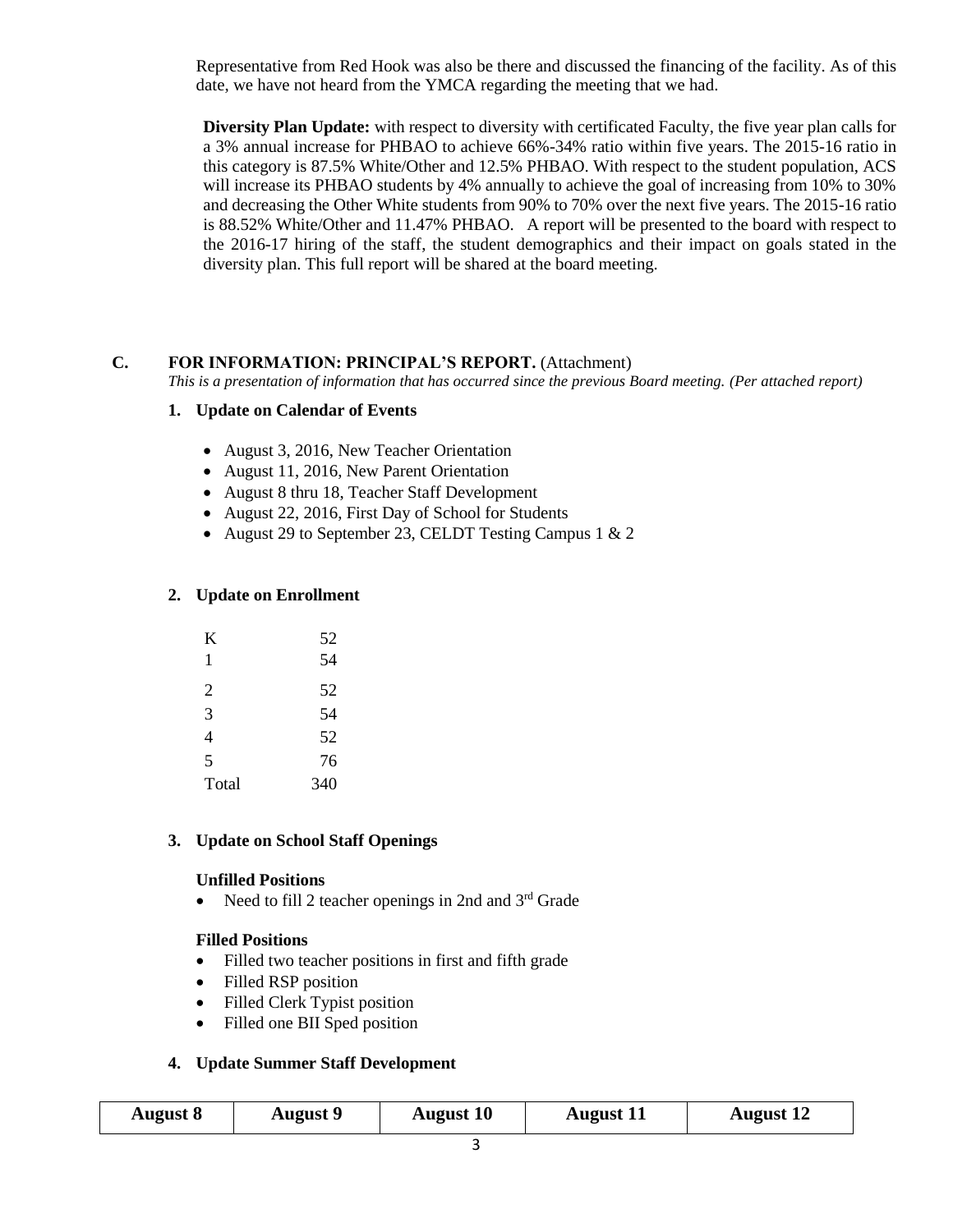Representative from Red Hook was also be there and discussed the financing of the facility. As of this date, we have not heard from the YMCA regarding the meeting that we had.

**Diversity Plan Update:** with respect to diversity with certificated Faculty, the five year plan calls for a 3% annual increase for PHBAO to achieve 66%-34% ratio within five years. The 2015-16 ratio in this category is 87.5% White/Other and 12.5% PHBAO. With respect to the student population, ACS will increase its PHBAO students by 4% annually to achieve the goal of increasing from 10% to 30% and decreasing the Other White students from 90% to 70% over the next five years. The 2015-16 ratio is 88.52% White/Other and 11.47% PHBAO. A report will be presented to the board with respect to the 2016-17 hiring of the staff, the student demographics and their impact on goals stated in the diversity plan. This full report will be shared at the board meeting.

## C. FOR INFORMATION: PRINCIPAL'S REPORT. (Attachment)

*This is a presentation of information that has occurred since the previous Board meeting. (Per attached report)*

### 1. Update on Calendar of Events

- August 3, 2016, New Teacher Orientation
- August 11, 2016, New Parent Orientation
- August 8 thru 18, Teacher Staff Development
- August 22, 2016, First Day of School for Students
- August 29 to September 23, CELDT Testing Campus 1 & 2

### 2. Update on Enrollment

| | |
|---|---|
| K | 52 |
| 1 | 54 |
| 2 | 52 |
| 3 | 54 |
| 4 | 52 |
| 5 | 76 |
| Total | 340 |

### 3. Update on School Staff Openings

**Unfilled Positions**

- Need to fill 2 teacher openings in 2nd and 3rd Grade

**Filled Positions**

- Filled two teacher positions in first and fifth grade
- Filled RSP position
- Filled Clerk Typist position
- Filled one BII Sped position

### 4. Update Summer Staff Development

| August 8 | August 9 | August 10 | August 11 | August 12 |
|---|---|---|---|---|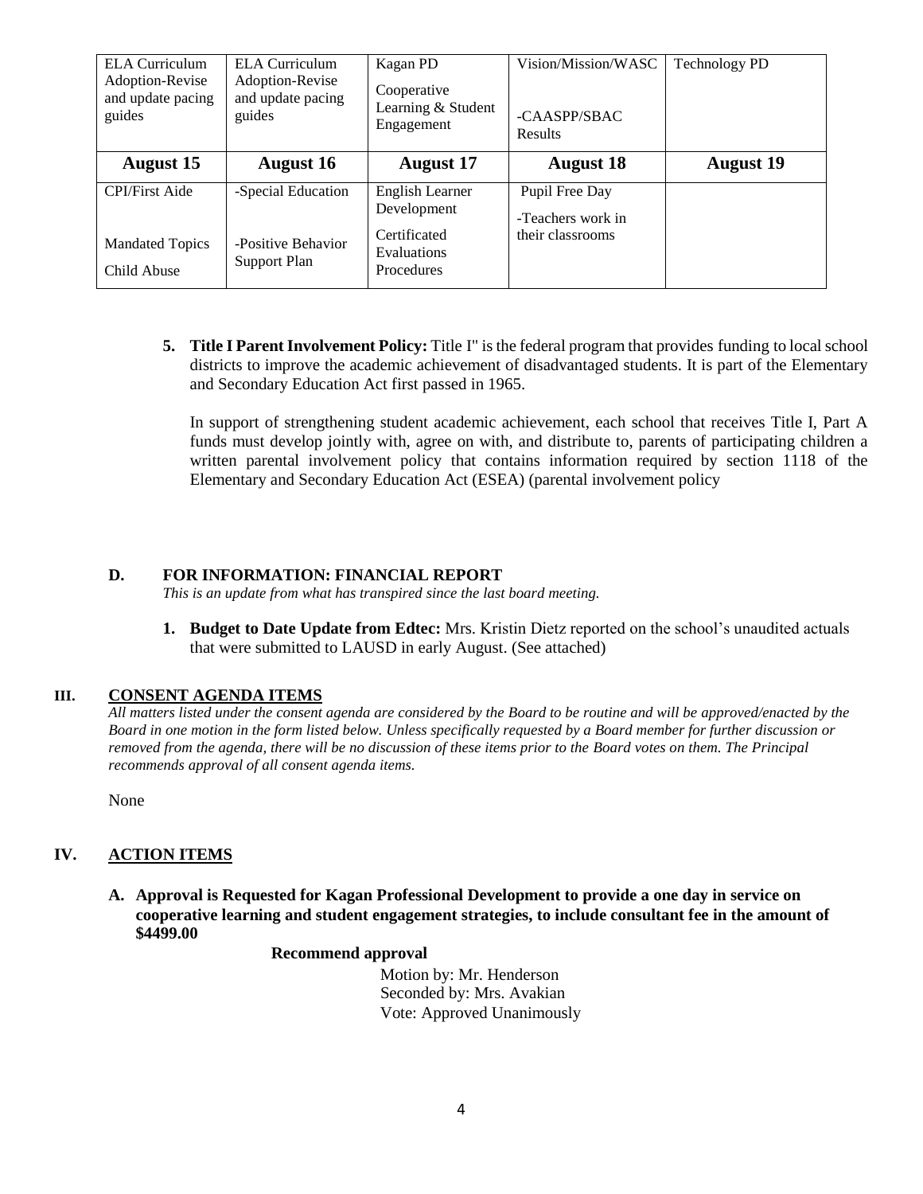| ELA Curriculum Adoption-Revise and update pacing guides | ELA Curriculum Adoption-Revise and update pacing guides | Kagan PD<br>Cooperative Learning & Student Engagement | Vision/Mission/WASC<br><br>-CAASPP/SBAC Results | Technology PD |
|---|---|---|---|---|
| **August 15** | **August 16** | **August 17** | **August 18** | **August 19** |
| CPI/First Aide<br><br>Mandated Topics<br>Child Abuse | -Special Education<br><br>-Positive Behavior Support Plan | English Learner Development<br>Certificated Evaluations Procedures | Pupil Free Day<br>-Teachers work in their classrooms | |

5. **Title I Parent Involvement Policy:** Title I" is the federal program that provides funding to local school districts to improve the academic achievement of disadvantaged students. It is part of the Elementary and Secondary Education Act first passed in 1965.

   In support of strengthening student academic achievement, each school that receives Title I, Part A funds must develop jointly with, agree on with, and distribute to, parents of participating children a written parental involvement policy that contains information required by section 1118 of the Elementary and Secondary Education Act (ESEA) (parental involvement policy

**D. FOR INFORMATION: FINANCIAL REPORT**

*This is an update from what has transpired since the last board meeting.*

1. **Budget to Date Update from Edtec:** Mrs. Kristin Dietz reported on the school's unaudited actuals that were submitted to LAUSD in early August. (See attached)

## III. CONSENT AGENDA ITEMS

*All matters listed under the consent agenda are considered by the Board to be routine and will be approved/enacted by the Board in one motion in the form listed below. Unless specifically requested by a Board member for further discussion or removed from the agenda, there will be no discussion of these items prior to the Board votes on them. The Principal recommends approval of all consent agenda items.*

None

## IV. ACTION ITEMS

**A. Approval is Requested for Kagan Professional Development to provide a one day in service on cooperative learning and student engagement strategies, to include consultant fee in the amount of $4499.00**

**Recommend approval**

Motion by: Mr. Henderson
Seconded by: Mrs. Avakian
Vote: Approved Unanimously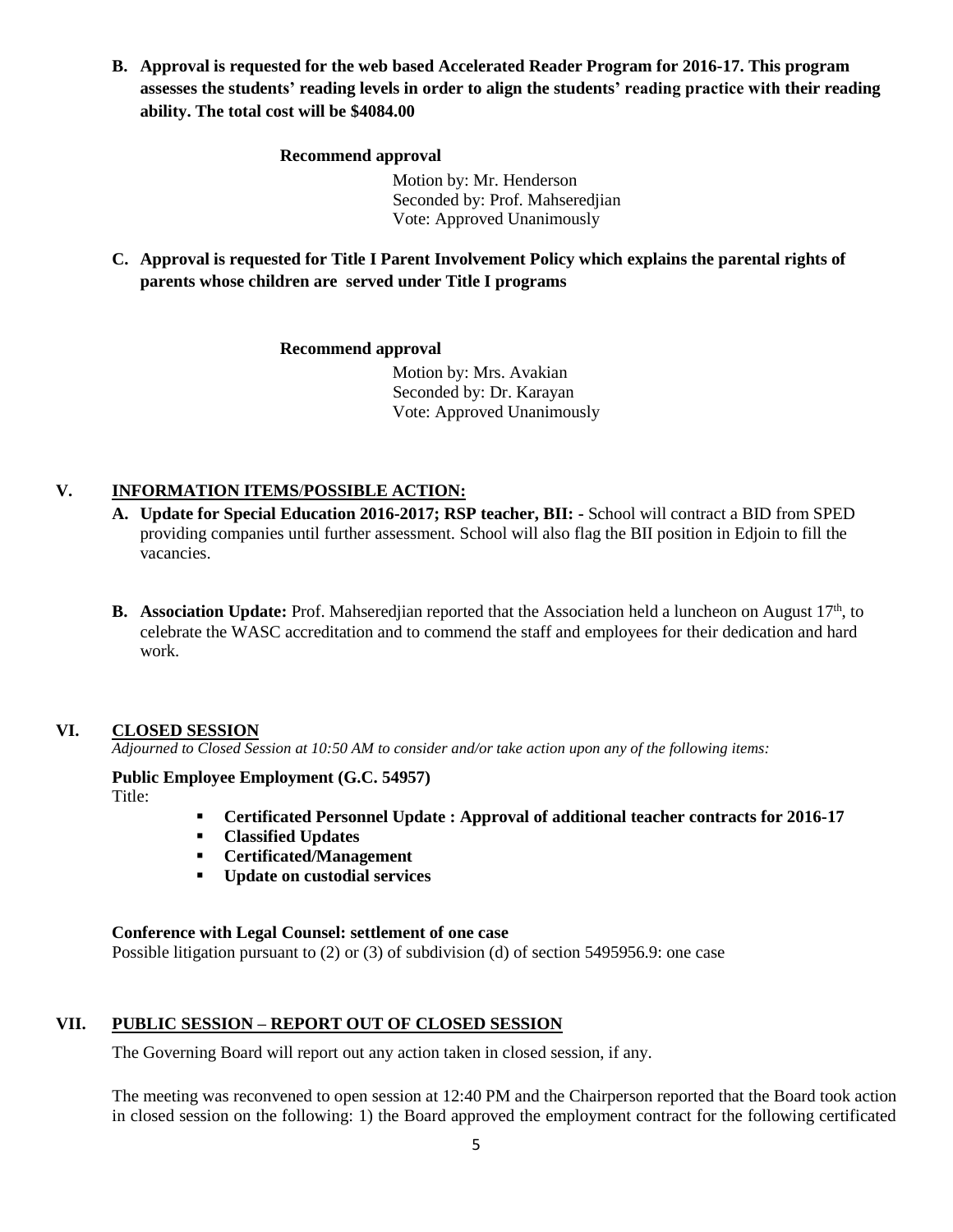**B. Approval is requested for the web based Accelerated Reader Program for 2016-17. This program assesses the students' reading levels in order to align the students' reading practice with their reading ability. The total cost will be $4084.00**

**Recommend approval**

Motion by: Mr. Henderson
Seconded by: Prof. Mahseredjian
Vote: Approved Unanimously

**C. Approval is requested for Title I Parent Involvement Policy which explains the parental rights of parents whose children are served under Title I programs**

**Recommend approval**

Motion by: Mrs. Avakian
Seconded by: Dr. Karayan
Vote: Approved Unanimously

## V. INFORMATION ITEMS/POSSIBLE ACTION:

**A. Update for Special Education 2016-2017; RSP teacher, BII: -** School will contract a BID from SPED providing companies until further assessment. School will also flag the BII position in Edjoin to fill the vacancies.

**B. Association Update:** Prof. Mahseredjian reported that the Association held a luncheon on August 17th, to celebrate the WASC accreditation and to commend the staff and employees for their dedication and hard work.

## VI. CLOSED SESSION

*Adjourned to Closed Session at 10:50 AM to consider and/or take action upon any of the following items:*

**Public Employee Employment (G.C. 54957)**
Title:

- **Certificated Personnel Update : Approval of additional teacher contracts for 2016-17**
- **Classified Updates**
- **Certificated/Management**
- **Update on custodial services**

**Conference with Legal Counsel: settlement of one case**
Possible litigation pursuant to (2) or (3) of subdivision (d) of section 5495956.9: one case

## VII. PUBLIC SESSION – REPORT OUT OF CLOSED SESSION

The Governing Board will report out any action taken in closed session, if any.

The meeting was reconvened to open session at 12:40 PM and the Chairperson reported that the Board took action in closed session on the following: 1) the Board approved the employment contract for the following certificated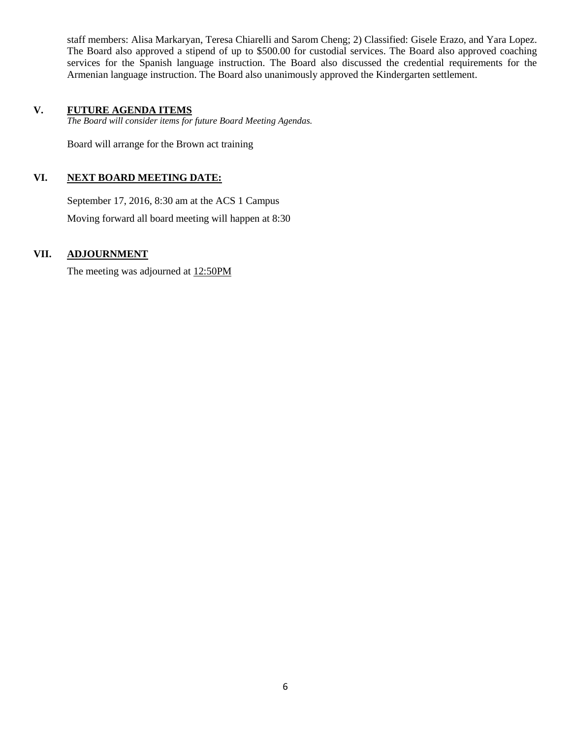staff members: Alisa Markaryan, Teresa Chiarelli and Sarom Cheng; 2) Classified: Gisele Erazo, and Yara Lopez. The Board also approved a stipend of up to $500.00 for custodial services. The Board also approved coaching services for the Spanish language instruction. The Board also discussed the credential requirements for the Armenian language instruction. The Board also unanimously approved the Kindergarten settlement.

## V. FUTURE AGENDA ITEMS

*The Board will consider items for future Board Meeting Agendas.*

Board will arrange for the Brown act training

## VI. NEXT BOARD MEETING DATE:

September 17, 2016, 8:30 am at the ACS 1 Campus

Moving forward all board meeting will happen at 8:30

## VII. ADJOURNMENT

The meeting was adjourned at 12:50PM